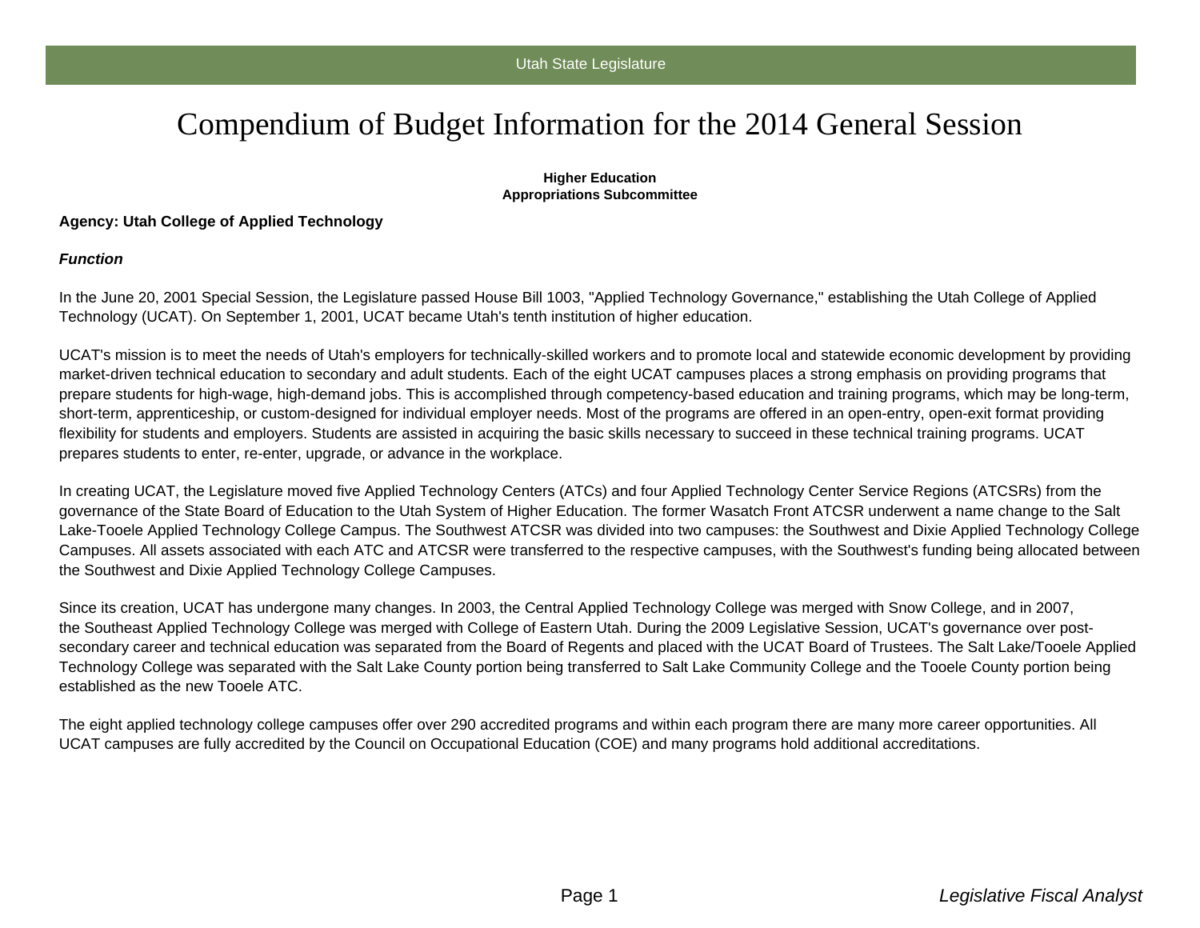# Compendium of Budget Information for the 2014 General Session

**Higher Education**
**Appropriations Subcommittee**

**Agency: Utah College of Applied Technology**

***Function***

In the June 20, 2001 Special Session, the Legislature passed House Bill 1003, "Applied Technology Governance," establishing the Utah College of Applied Technology (UCAT). On September 1, 2001, UCAT became Utah's tenth institution of higher education.

UCAT's mission is to meet the needs of Utah's employers for technically-skilled workers and to promote local and statewide economic development by providing market-driven technical education to secondary and adult students. Each of the eight UCAT campuses places a strong emphasis on providing programs that prepare students for high-wage, high-demand jobs. This is accomplished through competency-based education and training programs, which may be long-term, short-term, apprenticeship, or custom-designed for individual employer needs. Most of the programs are offered in an open-entry, open-exit format providing flexibility for students and employers. Students are assisted in acquiring the basic skills necessary to succeed in these technical training programs. UCAT prepares students to enter, re-enter, upgrade, or advance in the workplace.

In creating UCAT, the Legislature moved five Applied Technology Centers (ATCs) and four Applied Technology Center Service Regions (ATCSRs) from the governance of the State Board of Education to the Utah System of Higher Education. The former Wasatch Front ATCSR underwent a name change to the Salt Lake-Tooele Applied Technology College Campus. The Southwest ATCSR was divided into two campuses: the Southwest and Dixie Applied Technology College Campuses. All assets associated with each ATC and ATCSR were transferred to the respective campuses, with the Southwest's funding being allocated between the Southwest and Dixie Applied Technology College Campuses.

Since its creation, UCAT has undergone many changes. In 2003, the Central Applied Technology College was merged with Snow College, and in 2007, the Southeast Applied Technology College was merged with College of Eastern Utah. During the 2009 Legislative Session, UCAT's governance over post-secondary career and technical education was separated from the Board of Regents and placed with the UCAT Board of Trustees. The Salt Lake/Tooele Applied Technology College was separated with the Salt Lake County portion being transferred to Salt Lake Community College and the Tooele County portion being established as the new Tooele ATC.

The eight applied technology college campuses offer over 290 accredited programs and within each program there are many more career opportunities. All UCAT campuses are fully accredited by the Council on Occupational Education (COE) and many programs hold additional accreditations.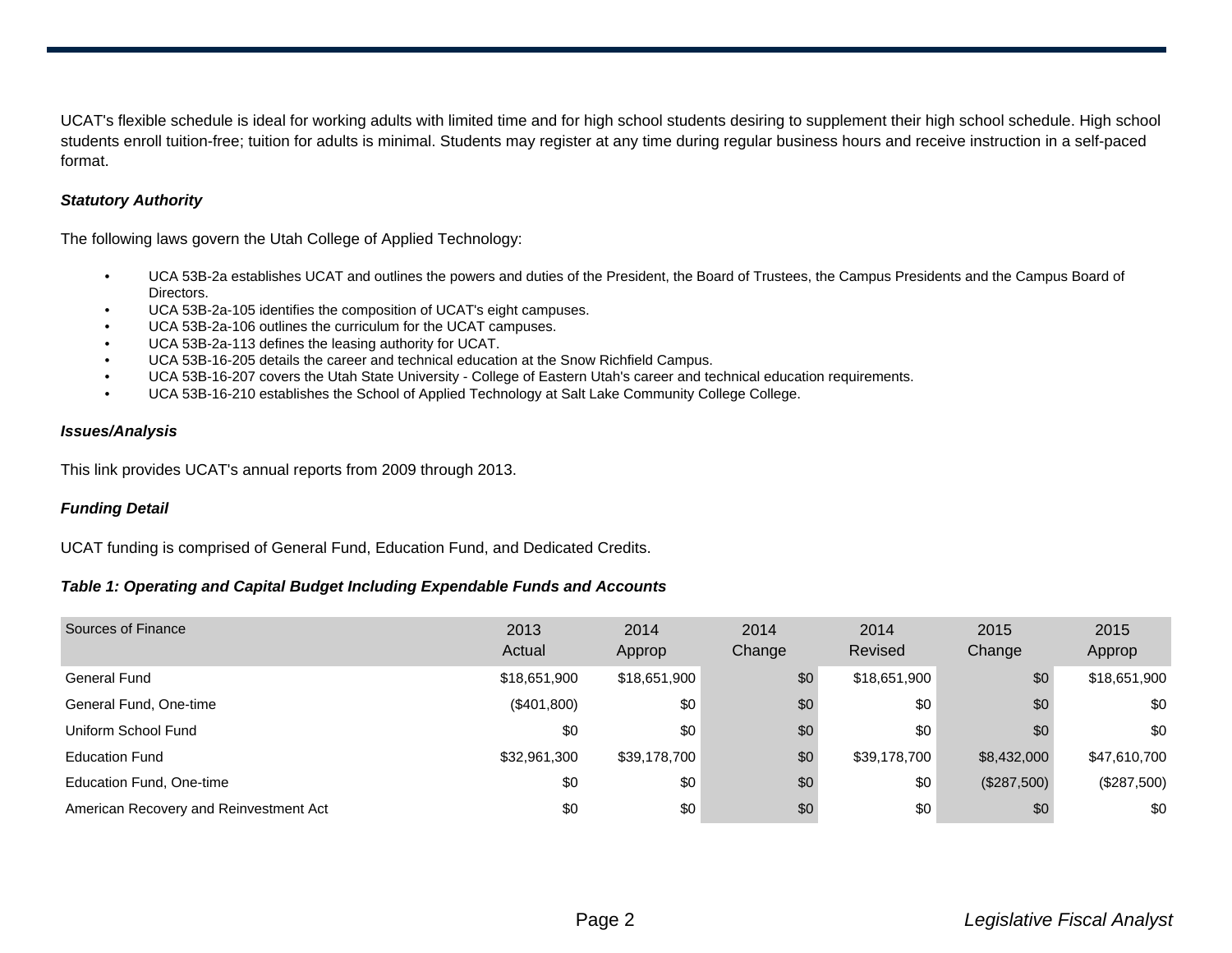UCAT's flexible schedule is ideal for working adults with limited time and for high school students desiring to supplement their high school schedule. High school students enroll tuition-free; tuition for adults is minimal. Students may register at any time during regular business hours and receive instruction in a self-paced format.

***Statutory Authority***

The following laws govern the Utah College of Applied Technology:

- UCA 53B-2a establishes UCAT and outlines the powers and duties of the President, the Board of Trustees, the Campus Presidents and the Campus Board of Directors.
- UCA 53B-2a-105 identifies the composition of UCAT's eight campuses.
- UCA 53B-2a-106 outlines the curriculum for the UCAT campuses.
- UCA 53B-2a-113 defines the leasing authority for UCAT.
- UCA 53B-16-205 details the career and technical education at the Snow Richfield Campus.
- UCA 53B-16-207 covers the Utah State University - College of Eastern Utah's career and technical education requirements.
- UCA 53B-16-210 establishes the School of Applied Technology at Salt Lake Community College College.

***Issues/Analysis***

This link provides UCAT's annual reports from 2009 through 2013.

***Funding Detail***

UCAT funding is comprised of General Fund, Education Fund, and Dedicated Credits.

***Table 1: Operating and Capital Budget Including Expendable Funds and Accounts***

| Sources of Finance | 2013 Actual | 2014 Approp | 2014 Change | 2014 Revised | 2015 Change | 2015 Approp |
|---|---|---|---|---|---|---|
| General Fund | $18,651,900 | $18,651,900 | $0 | $18,651,900 | $0 | $18,651,900 |
| General Fund, One-time | ($401,800) | $0 | $0 | $0 | $0 | $0 |
| Uniform School Fund | $0 | $0 | $0 | $0 | $0 | $0 |
| Education Fund | $32,961,300 | $39,178,700 | $0 | $39,178,700 | $8,432,000 | $47,610,700 |
| Education Fund, One-time | $0 | $0 | $0 | $0 | ($287,500) | ($287,500) |
| American Recovery and Reinvestment Act | $0 | $0 | $0 | $0 | $0 | $0 |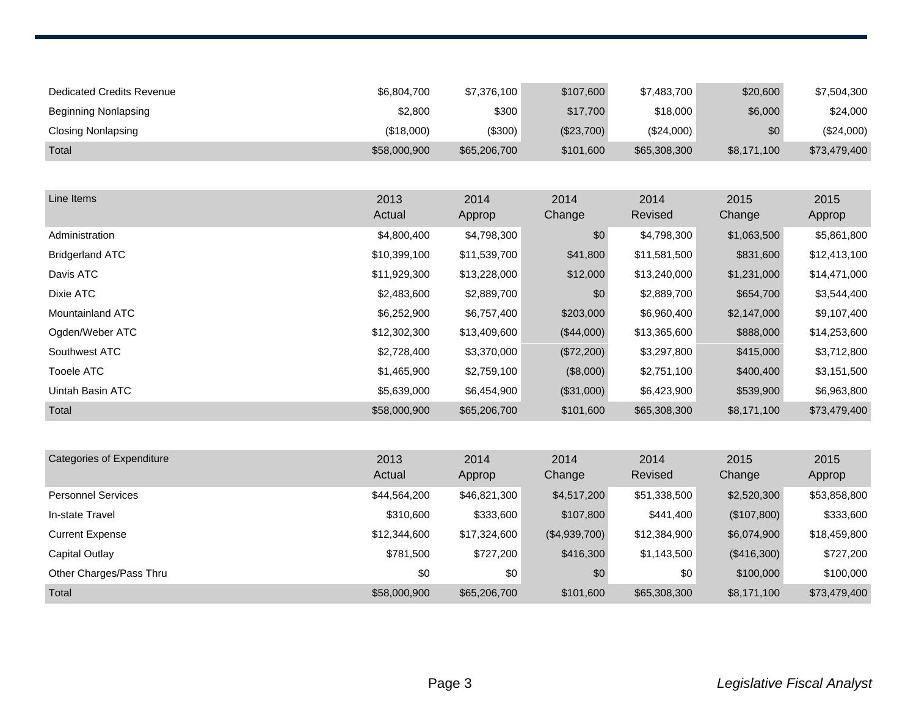| | | | | | | |
|---|---|---|---|---|---|---|
| Dedicated Credits Revenue | $6,804,700 | $7,376,100 | $107,600 | $7,483,700 | $20,600 | $7,504,300 |
| Beginning Nonlapsing | $2,800 | $300 | $17,700 | $18,000 | $6,000 | $24,000 |
| Closing Nonlapsing | ($18,000) | ($300) | ($23,700) | ($24,000) | $0 | ($24,000) |
| Total | $58,000,900 | $65,206,700 | $101,600 | $65,308,300 | $8,171,100 | $73,479,400 |

| Line Items | 2013 Actual | 2014 Approp | 2014 Change | 2014 Revised | 2015 Change | 2015 Approp |
|---|---|---|---|---|---|---|
| Administration | $4,800,400 | $4,798,300 | $0 | $4,798,300 | $1,063,500 | $5,861,800 |
| Bridgerland ATC | $10,399,100 | $11,539,700 | $41,800 | $11,581,500 | $831,600 | $12,413,100 |
| Davis ATC | $11,929,300 | $13,228,000 | $12,000 | $13,240,000 | $1,231,000 | $14,471,000 |
| Dixie ATC | $2,483,600 | $2,889,700 | $0 | $2,889,700 | $654,700 | $3,544,400 |
| Mountainland ATC | $6,252,900 | $6,757,400 | $203,000 | $6,960,400 | $2,147,000 | $9,107,400 |
| Ogden/Weber ATC | $12,302,300 | $13,409,600 | ($44,000) | $13,365,600 | $888,000 | $14,253,600 |
| Southwest ATC | $2,728,400 | $3,370,000 | ($72,200) | $3,297,800 | $415,000 | $3,712,800 |
| Tooele ATC | $1,465,900 | $2,759,100 | ($8,000) | $2,751,100 | $400,400 | $3,151,500 |
| Uintah Basin ATC | $5,639,000 | $6,454,900 | ($31,000) | $6,423,900 | $539,900 | $6,963,800 |
| Total | $58,000,900 | $65,206,700 | $101,600 | $65,308,300 | $8,171,100 | $73,479,400 |

| Categories of Expenditure | 2013 Actual | 2014 Approp | 2014 Change | 2014 Revised | 2015 Change | 2015 Approp |
|---|---|---|---|---|---|---|
| Personnel Services | $44,564,200 | $46,821,300 | $4,517,200 | $51,338,500 | $2,520,300 | $53,858,800 |
| In-state Travel | $310,600 | $333,600 | $107,800 | $441,400 | ($107,800) | $333,600 |
| Current Expense | $12,344,600 | $17,324,600 | ($4,939,700) | $12,384,900 | $6,074,900 | $18,459,800 |
| Capital Outlay | $781,500 | $727,200 | $416,300 | $1,143,500 | ($416,300) | $727,200 |
| Other Charges/Pass Thru | $0 | $0 | $0 | $0 | $100,000 | $100,000 |
| Total | $58,000,900 | $65,206,700 | $101,600 | $65,308,300 | $8,171,100 | $73,479,400 |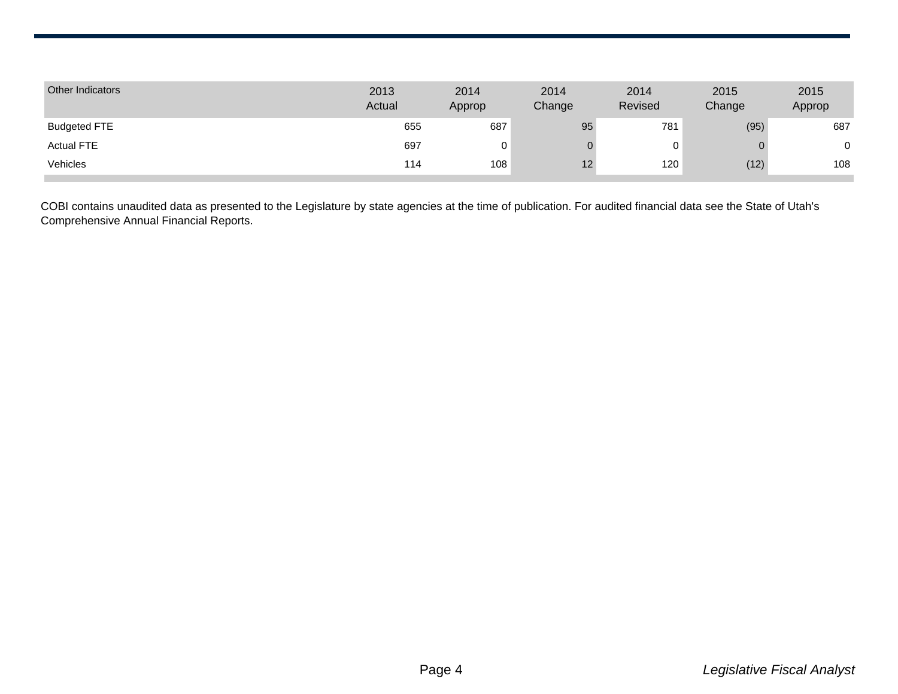| Other Indicators | 2013 Actual | 2014 Approp | 2014 Change | 2014 Revised | 2015 Change | 2015 Approp |
|---|---|---|---|---|---|---|
| Budgeted FTE | 655 | 687 | 95 | 781 | (95) | 687 |
| Actual FTE | 697 | 0 | 0 | 0 | 0 | 0 |
| Vehicles | 114 | 108 | 12 | 120 | (12) | 108 |

COBI contains unaudited data as presented to the Legislature by state agencies at the time of publication. For audited financial data see the State of Utah's Comprehensive Annual Financial Reports.